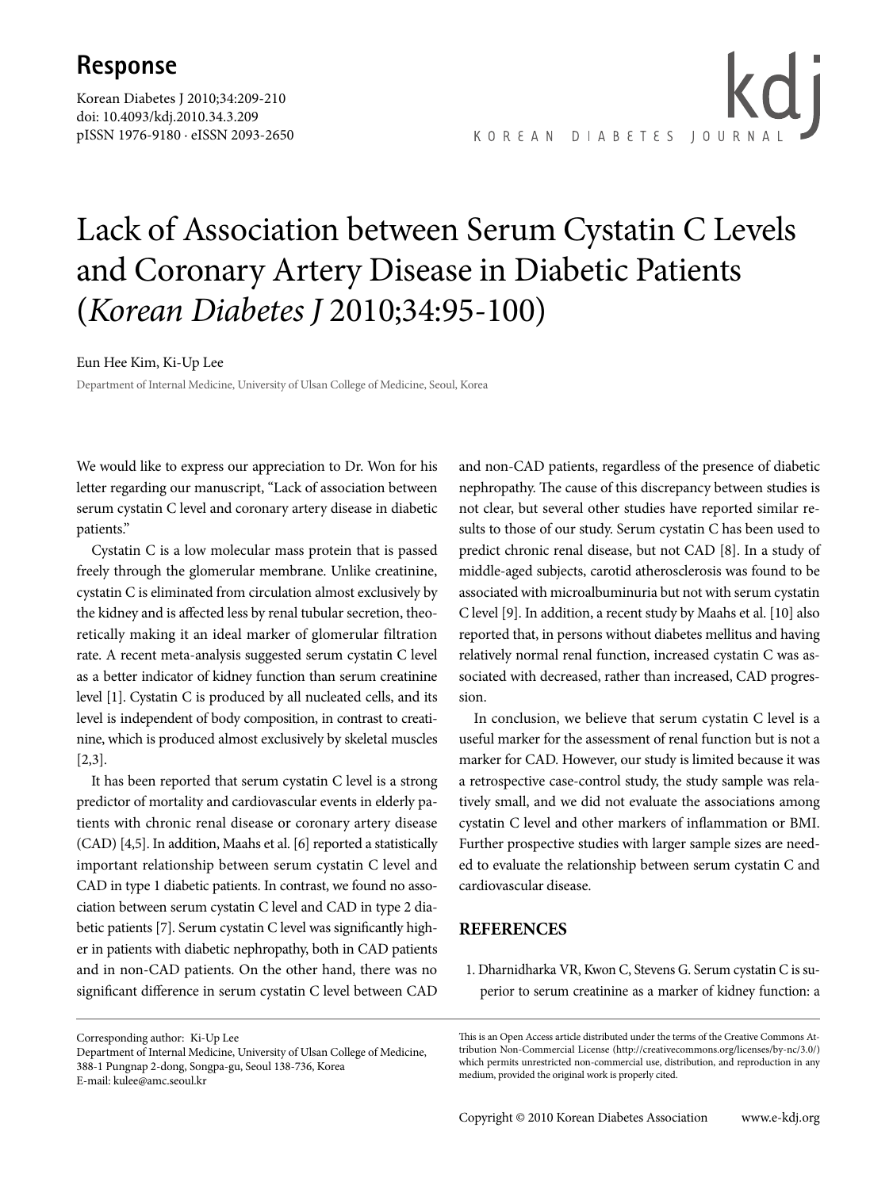## Response

Korean Diabetes J 2010;34:209-210
doi: 10.4093/kdj.2010.34.3.209
pISSN 1976-9180 · eISSN 2093-2650

# Lack of Association between Serum Cystatin C Levels and Coronary Artery Disease in Diabetic Patients (*Korean Diabetes J* 2010;34:95-100)

Eun Hee Kim, Ki-Up Lee

Department of Internal Medicine, University of Ulsan College of Medicine, Seoul, Korea

We would like to express our appreciation to Dr. Won for his letter regarding our manuscript, "Lack of association between serum cystatin C level and coronary artery disease in diabetic patients."

Cystatin C is a low molecular mass protein that is passed freely through the glomerular membrane. Unlike creatinine, cystatin C is eliminated from circulation almost exclusively by the kidney and is affected less by renal tubular secretion, theoretically making it an ideal marker of glomerular filtration rate. A recent meta-analysis suggested serum cystatin C level as a better indicator of kidney function than serum creatinine level [1]. Cystatin C is produced by all nucleated cells, and its level is independent of body composition, in contrast to creatinine, which is produced almost exclusively by skeletal muscles [2,3].

It has been reported that serum cystatin C level is a strong predictor of mortality and cardiovascular events in elderly patients with chronic renal disease or coronary artery disease (CAD) [4,5]. In addition, Maahs et al. [6] reported a statistically important relationship between serum cystatin C level and CAD in type 1 diabetic patients. In contrast, we found no association between serum cystatin C level and CAD in type 2 diabetic patients [7]. Serum cystatin C level was significantly higher in patients with diabetic nephropathy, both in CAD patients and in non-CAD patients. On the other hand, there was no significant difference in serum cystatin C level between CAD and non-CAD patients, regardless of the presence of diabetic nephropathy. The cause of this discrepancy between studies is not clear, but several other studies have reported similar results to those of our study. Serum cystatin C has been used to predict chronic renal disease, but not CAD [8]. In a study of middle-aged subjects, carotid atherosclerosis was found to be associated with microalbuminuria but not with serum cystatin C level [9]. In addition, a recent study by Maahs et al. [10] also reported that, in persons without diabetes mellitus and having relatively normal renal function, increased cystatin C was associated with decreased, rather than increased, CAD progression.

In conclusion, we believe that serum cystatin C level is a useful marker for the assessment of renal function but is not a marker for CAD. However, our study is limited because it was a retrospective case-control study, the study sample was relatively small, and we did not evaluate the associations among cystatin C level and other markers of inflammation or BMI. Further prospective studies with larger sample sizes are needed to evaluate the relationship between serum cystatin C and cardiovascular disease.

## REFERENCES

1. Dharnidharka VR, Kwon C, Stevens G. Serum cystatin C is superior to serum creatinine as a marker of kidney function: a

Corresponding author: Ki-Up Lee
Department of Internal Medicine, University of Ulsan College of Medicine, 388-1 Pungnap 2-dong, Songpa-gu, Seoul 138-736, Korea
E-mail: kulee@amc.seoul.kr

This is an Open Access article distributed under the terms of the Creative Commons Attribution Non-Commercial License (http://creativecommons.org/licenses/by-nc/3.0/) which permits unrestricted non-commercial use, distribution, and reproduction in any medium, provided the original work is properly cited.

Copyright © 2010 Korean Diabetes Association www.e-kdj.org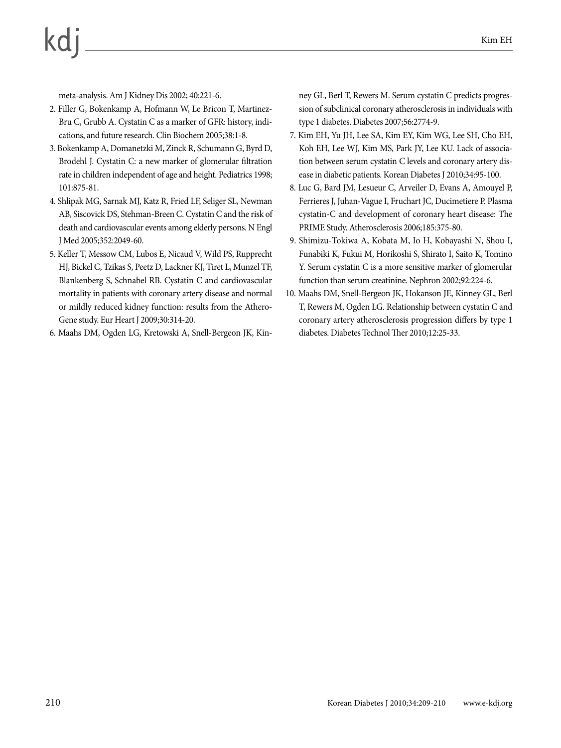meta-analysis. Am J Kidney Dis 2002; 40:221-6.

2. Filler G, Bokenkamp A, Hofmann W, Le Bricon T, Martinez-Bru C, Grubb A. Cystatin C as a marker of GFR: history, indications, and future research. Clin Biochem 2005;38:1-8.
3. Bokenkamp A, Domanetzki M, Zinck R, Schumann G, Byrd D, Brodehl J. Cystatin C: a new marker of glomerular filtration rate in children independent of age and height. Pediatrics 1998; 101:875-81.
4. Shlipak MG, Sarnak MJ, Katz R, Fried LF, Seliger SL, Newman AB, Siscovick DS, Stehman-Breen C. Cystatin C and the risk of death and cardiovascular events among elderly persons. N Engl J Med 2005;352:2049-60.
5. Keller T, Messow CM, Lubos E, Nicaud V, Wild PS, Rupprecht HJ, Bickel C, Tzikas S, Peetz D, Lackner KJ, Tiret L, Munzel TF, Blankenberg S, Schnabel RB. Cystatin C and cardiovascular mortality in patients with coronary artery disease and normal or mildly reduced kidney function: results from the Athero-Gene study. Eur Heart J 2009;30:314-20.
6. Maahs DM, Ogden LG, Kretowski A, Snell-Bergeon JK, Kinney GL, Berl T, Rewers M. Serum cystatin C predicts progression of subclinical coronary atherosclerosis in individuals with type 1 diabetes. Diabetes 2007;56:2774-9.
7. Kim EH, Yu JH, Lee SA, Kim EY, Kim WG, Lee SH, Cho EH, Koh EH, Lee WJ, Kim MS, Park JY, Lee KU. Lack of association between serum cystatin C levels and coronary artery disease in diabetic patients. Korean Diabetes J 2010;34:95-100.
8. Luc G, Bard JM, Lesueur C, Arveiler D, Evans A, Amouyel P, Ferrieres J, Juhan-Vague I, Fruchart JC, Ducimetiere P. Plasma cystatin-C and development of coronary heart disease: The PRIME Study. Atherosclerosis 2006;185:375-80.
9. Shimizu-Tokiwa A, Kobata M, Io H, Kobayashi N, Shou I, Funabiki K, Fukui M, Horikoshi S, Shirato I, Saito K, Tomino Y. Serum cystatin C is a more sensitive marker of glomerular function than serum creatinine. Nephron 2002;92:224-6.
10. Maahs DM, Snell-Bergeon JK, Hokanson JE, Kinney GL, Berl T, Rewers M, Ogden LG. Relationship between cystatin C and coronary artery atherosclerosis progression differs by type 1 diabetes. Diabetes Technol Ther 2010;12:25-33.